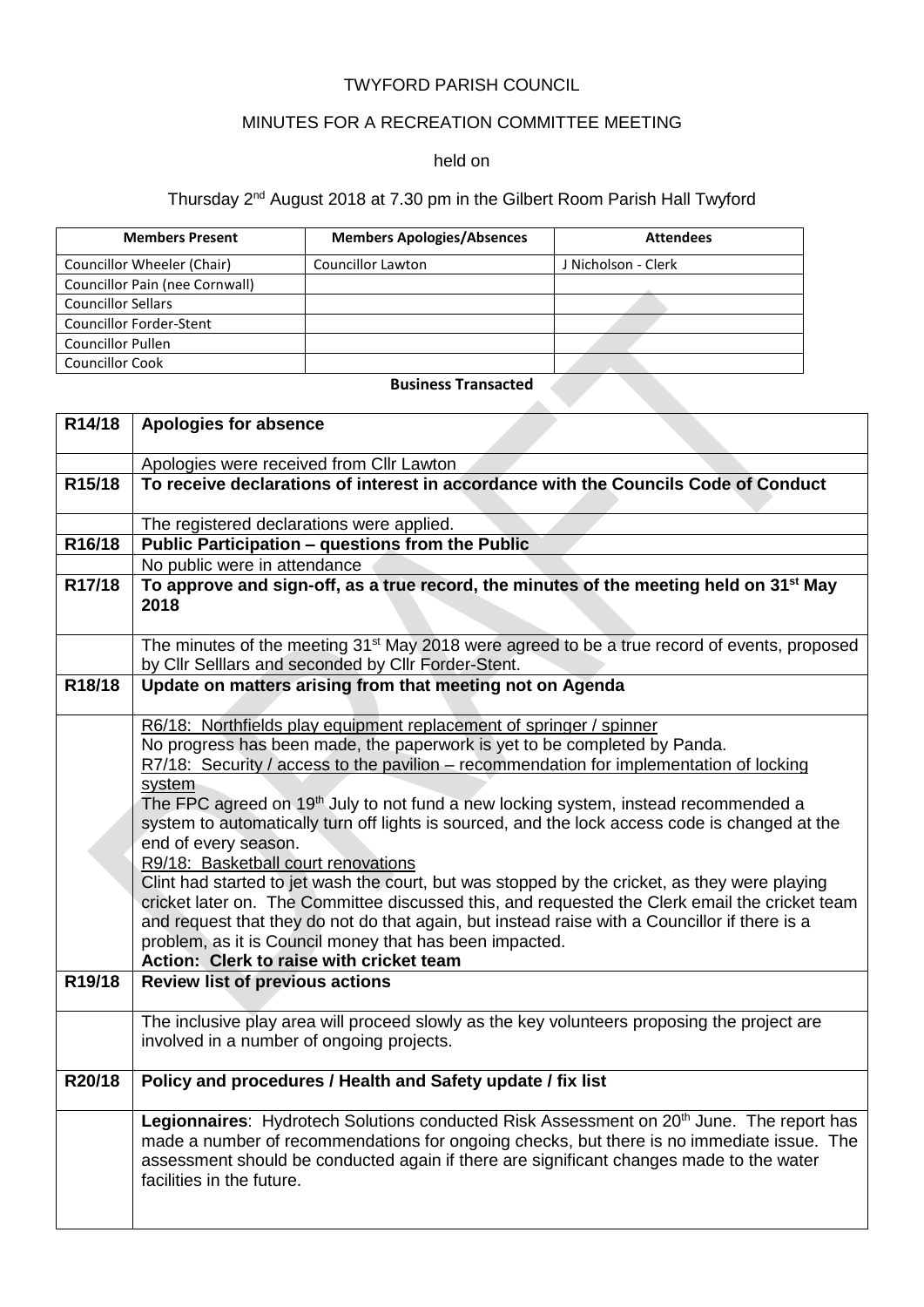TWYFORD PARISH COUNCIL

MINUTES FOR A RECREATION COMMITTEE MEETING

held on

Thursday 2nd August 2018 at 7.30 pm in the Gilbert Room Parish Hall Twyford

| Members Present | Members Apologies/Absences | Attendees |
|---|---|---|
| Councillor Wheeler (Chair) | Councillor Lawton | J Nicholson - Clerk |
| Councillor Pain (nee Cornwall) | | |
| Councillor Sellars | | |
| Councillor Forder-Stent | | |
| Councillor Pullen | | |
| Councillor Cook | | |

**Business Transacted**

| | |
|---|---|
| **R14/18** | **Apologies for absence** |
| | Apologies were received from Cllr Lawton |
| **R15/18** | **To receive declarations of interest in accordance with the Councils Code of Conduct** |
| | The registered declarations were applied. |
| **R16/18** | **Public Participation – questions from the Public** |
| | No public were in attendance |
| **R17/18** | **To approve and sign-off, as a true record, the minutes of the meeting held on 31st May 2018** |
| | The minutes of the meeting 31st May 2018 were agreed to be a true record of events, proposed by Cllr Selllars and seconded by Cllr Forder-Stent. |
| **R18/18** | **Update on matters arising from that meeting not on Agenda** |
| | R6/18: Northfields play equipment replacement of springer / spinner<br>No progress has been made, the paperwork is yet to be completed by Panda.<br>R7/18: Security / access to the pavilion – recommendation for implementation of locking system<br>The FPC agreed on 19th July to not fund a new locking system, instead recommended a system to automatically turn off lights is sourced, and the lock access code is changed at the end of every season.<br>R9/18: Basketball court renovations<br>Clint had started to jet wash the court, but was stopped by the cricket, as they were playing cricket later on. The Committee discussed this, and requested the Clerk email the cricket team and request that they do not do that again, but instead raise with a Councillor if there is a problem, as it is Council money that has been impacted.<br>**Action: Clerk to raise with cricket team** |
| **R19/18** | **Review list of previous actions** |
| | The inclusive play area will proceed slowly as the key volunteers proposing the project are involved in a number of ongoing projects. |
| **R20/18** | **Policy and procedures / Health and Safety update / fix list** |
| | **Legionnaires**: Hydrotech Solutions conducted Risk Assessment on 20th June. The report has made a number of recommendations for ongoing checks, but there is no immediate issue. The assessment should be conducted again if there are significant changes made to the water facilities in the future. |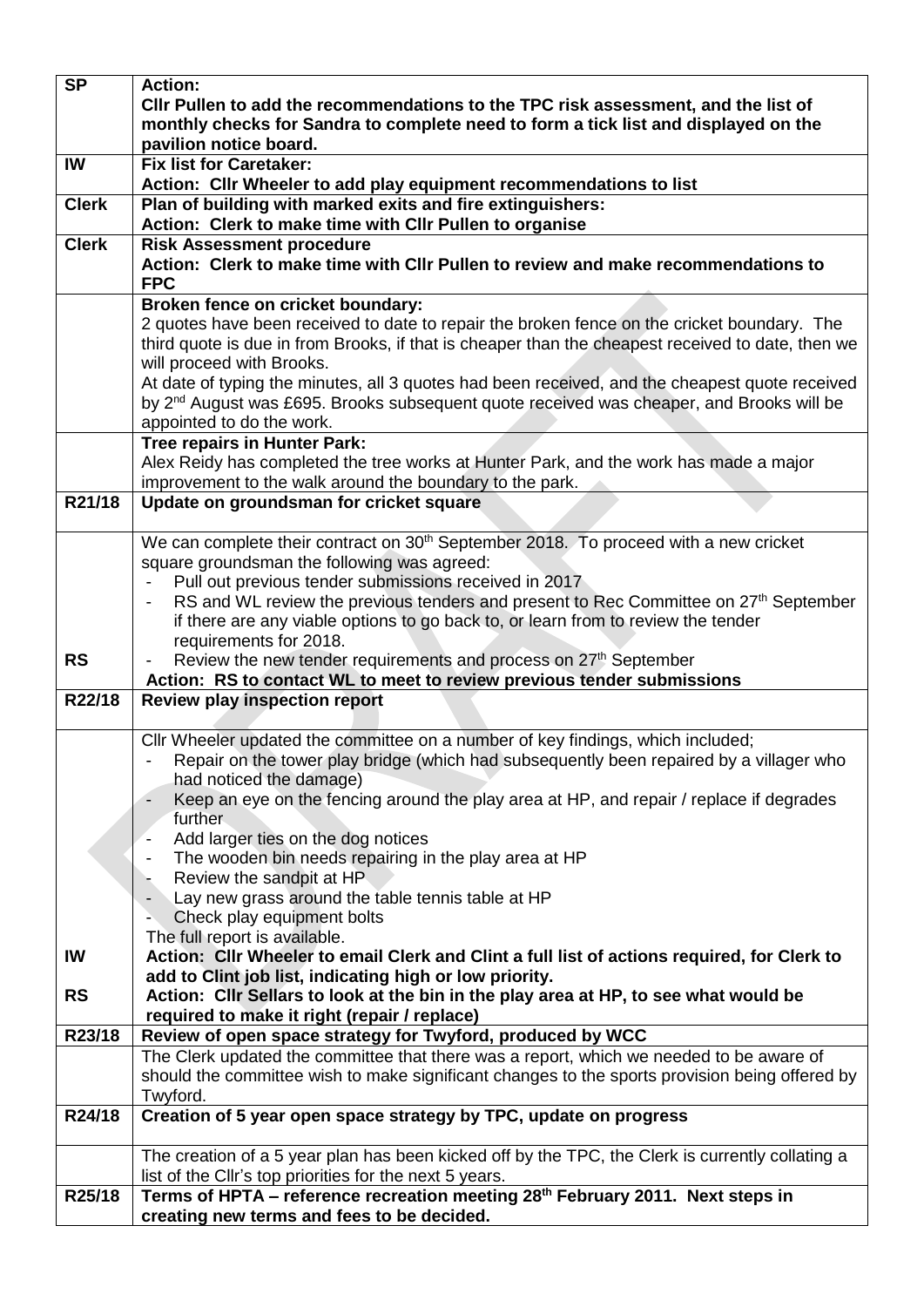| | |
|---|---|
| **SP** | **Action:**<br>**Cllr Pullen to add the recommendations to the TPC risk assessment, and the list of monthly checks for Sandra to complete need to form a tick list and displayed on the pavilion notice board.** |
| **IW** | **Fix list for Caretaker:**<br>**Action: Cllr Wheeler to add play equipment recommendations to list** |
| **Clerk** | **Plan of building with marked exits and fire extinguishers:**<br>**Action: Clerk to make time with Cllr Pullen to organise** |
| **Clerk** | **Risk Assessment procedure**<br>**Action: Clerk to make time with Cllr Pullen to review and make recommendations to FPC** |
| | **Broken fence on cricket boundary:**<br>2 quotes have been received to date to repair the broken fence on the cricket boundary. The third quote is due in from Brooks, if that is cheaper than the cheapest received to date, then we will proceed with Brooks.<br>At date of typing the minutes, all 3 quotes had been received, and the cheapest quote received by 2nd August was £695. Brooks subsequent quote received was cheaper, and Brooks will be appointed to do the work. |
| | **Tree repairs in Hunter Park:**<br>Alex Reidy has completed the tree works at Hunter Park, and the work has made a major improvement to the walk around the boundary to the park. |
| **R21/18** | **Update on groundsman for cricket square** |
| | We can complete their contract on 30th September 2018. To proceed with a new cricket square groundsman the following was agreed:<br>- Pull out previous tender submissions received in 2017<br>- RS and WL review the previous tenders and present to Rec Committee on 27th September if there are any viable options to go back to, or learn from to review the tender requirements for 2018.<br>- Review the new tender requirements and process on 27th September |
| **RS** | **Action: RS to contact WL to meet to review previous tender submissions** |
| **R22/18** | **Review play inspection report** |
| | Cllr Wheeler updated the committee on a number of key findings, which included;<br>- Repair on the tower play bridge (which had subsequently been repaired by a villager who had noticed the damage)<br>- Keep an eye on the fencing around the play area at HP, and repair / replace if degrades further<br>- Add larger ties on the dog notices<br>- The wooden bin needs repairing in the play area at HP<br>- Review the sandpit at HP<br>- Lay new grass around the table tennis table at HP<br>- Check play equipment bolts<br>The full report is available. |
| **IW** | **Action: Cllr Wheeler to email Clerk and Clint a full list of actions required, for Clerk to add to Clint job list, indicating high or low priority.** |
| **RS** | **Action: Cllr Sellars to look at the bin in the play area at HP, to see what would be required to make it right (repair / replace)** |
| **R23/18** | **Review of open space strategy for Twyford, produced by WCC** |
| | The Clerk updated the committee that there was a report, which we needed to be aware of should the committee wish to make significant changes to the sports provision being offered by Twyford. |
| **R24/18** | **Creation of 5 year open space strategy by TPC, update on progress** |
| | The creation of a 5 year plan has been kicked off by the TPC, the Clerk is currently collating a list of the Cllr's top priorities for the next 5 years. |
| **R25/18** | **Terms of HPTA – reference recreation meeting 28th February 2011. Next steps in creating new terms and fees to be decided.** |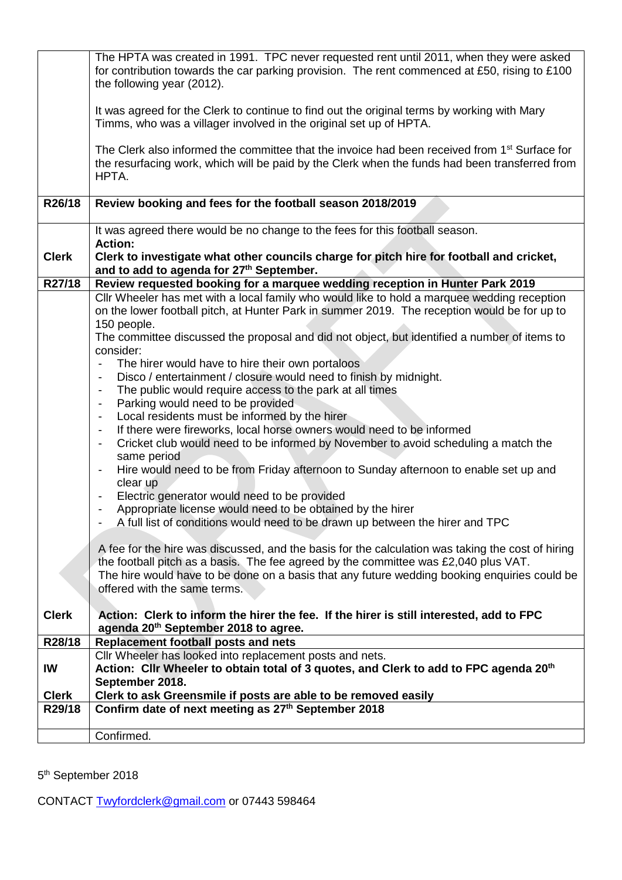| | |
|---|---|
| | The HPTA was created in 1991. TPC never requested rent until 2011, when they were asked for contribution towards the car parking provision. The rent commenced at £50, rising to £100 the following year (2012).<br><br>It was agreed for the Clerk to continue to find out the original terms by working with Mary Timms, who was a villager involved in the original set up of HPTA.<br><br>The Clerk also informed the committee that the invoice had been received from 1st Surface for the resurfacing work, which will be paid by the Clerk when the funds had been transferred from HPTA. |
| **R26/18** | **Review booking and fees for the football season 2018/2019** |
| **Clerk** | It was agreed there would be no change to the fees for this football season.<br>**Action:**<br>**Clerk to investigate what other councils charge for pitch hire for football and cricket, and to add to agenda for 27th September.** |
| **R27/18** | **Review requested booking for a marquee wedding reception in Hunter Park 2019** |
| **Clerk** | Cllr Wheeler has met with a local family who would like to hold a marquee wedding reception on the lower football pitch, at Hunter Park in summer 2019. The reception would be for up to 150 people.<br>The committee discussed the proposal and did not object, but identified a number of items to consider:<br>- The hirer would have to hire their own portaloos<br>- Disco / entertainment / closure would need to finish by midnight.<br>- The public would require access to the park at all times<br>- Parking would need to be provided<br>- Local residents must be informed by the hirer<br>- If there were fireworks, local horse owners would need to be informed<br>- Cricket club would need to be informed by November to avoid scheduling a match the same period<br>- Hire would need to be from Friday afternoon to Sunday afternoon to enable set up and clear up<br>- Electric generator would need to be provided<br>- Appropriate license would need to be obtained by the hirer<br>- A full list of conditions would need to be drawn up between the hirer and TPC<br><br>A fee for the hire was discussed, and the basis for the calculation was taking the cost of hiring the football pitch as a basis. The fee agreed by the committee was £2,040 plus VAT.<br>The hire would have to be done on a basis that any future wedding booking enquiries could be offered with the same terms.<br><br>**Action: Clerk to inform the hirer the fee. If the hirer is still interested, add to FPC agenda 20th September 2018 to agree.** |
| **R28/18** | **Replacement football posts and nets** |
| **IW**<br><br>**Clerk** | Cllr Wheeler has looked into replacement posts and nets.<br>**Action: Cllr Wheeler to obtain total of 3 quotes, and Clerk to add to FPC agenda 20th September 2018.**<br>**Clerk to ask Greensmile if posts are able to be removed easily** |
| **R29/18** | **Confirm date of next meeting as 27th September 2018** |
| | Confirmed. |

5th September 2018

CONTACT Twyfordclerk@gmail.com or 07443 598464